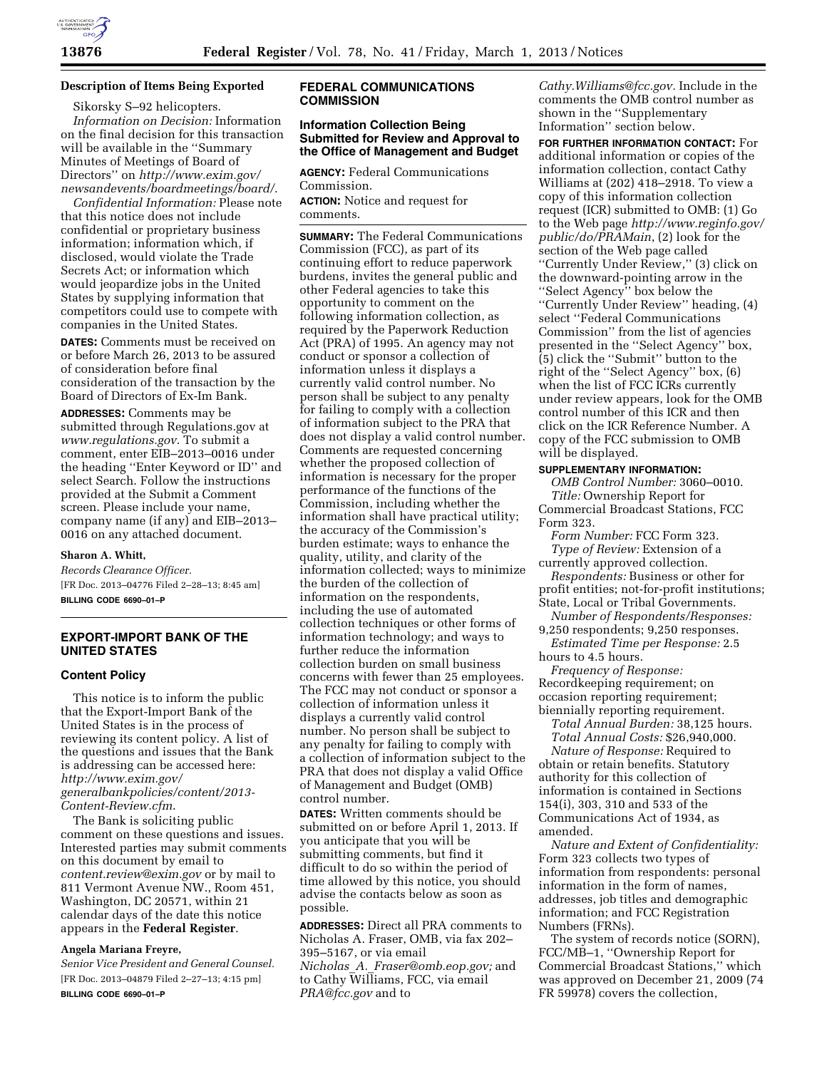**Description of Items Being Exported**

Sikorsky S–92 helicopters.

*Information on Decision:* Information on the final decision for this transaction will be available in the ''Summary Minutes of Meetings of Board of Directors'' on *http://www.exim.gov/newsandevents/boardmeetings/board/.*

*Confidential Information:* Please note that this notice does not include confidential or proprietary business information; information which, if disclosed, would violate the Trade Secrets Act; or information which would jeopardize jobs in the United States by supplying information that competitors could use to compete with companies in the United States.

**DATES:** Comments must be received on or before March 26, 2013 to be assured of consideration before final consideration of the transaction by the Board of Directors of Ex-Im Bank.

**ADDRESSES:** Comments may be submitted through Regulations.gov at *www.regulations.gov*. To submit a comment, enter EIB–2013–0016 under the heading ''Enter Keyword or ID'' and select Search. Follow the instructions provided at the Submit a Comment screen. Please include your name, company name (if any) and EIB–2013–0016 on any attached document.

**Sharon A. Whitt,**

*Records Clearance Officer.*

[FR Doc. 2013–04776 Filed 2–28–13; 8:45 am]

**BILLING CODE 6690–01–P**

## EXPORT-IMPORT BANK OF THE UNITED STATES

### Content Policy

This notice is to inform the public that the Export-Import Bank of the United States is in the process of reviewing its content policy. A list of the questions and issues that the Bank is addressing can be accessed here: *http://www.exim.gov/generalbankpolicies/content/2013-Content-Review.cfm.*

The Bank is soliciting public comment on these questions and issues. Interested parties may submit comments on this document by email to *content.review@exim.gov* or by mail to 811 Vermont Avenue NW., Room 451, Washington, DC 20571, within 21 calendar days of the date this notice appears in the **Federal Register**.

**Angela Mariana Freyre,**

*Senior Vice President and General Counsel.*

[FR Doc. 2013–04879 Filed 2–27–13; 4:15 pm]

**BILLING CODE 6690–01–P**

## FEDERAL COMMUNICATIONS COMMISSION

### Information Collection Being Submitted for Review and Approval to the Office of Management and Budget

**AGENCY:** Federal Communications Commission.

**ACTION:** Notice and request for comments.

**SUMMARY:** The Federal Communications Commission (FCC), as part of its continuing effort to reduce paperwork burdens, invites the general public and other Federal agencies to take this opportunity to comment on the following information collection, as required by the Paperwork Reduction Act (PRA) of 1995. An agency may not conduct or sponsor a collection of information unless it displays a currently valid control number. No person shall be subject to any penalty for failing to comply with a collection of information subject to the PRA that does not display a valid control number. Comments are requested concerning whether the proposed collection of information is necessary for the proper performance of the functions of the Commission, including whether the information shall have practical utility; the accuracy of the Commission's burden estimate; ways to enhance the quality, utility, and clarity of the information collected; ways to minimize the burden of the collection of information on the respondents, including the use of automated collection techniques or other forms of information technology; and ways to further reduce the information collection burden on small business concerns with fewer than 25 employees. The FCC may not conduct or sponsor a collection of information unless it displays a currently valid control number. No person shall be subject to any penalty for failing to comply with a collection of information subject to the PRA that does not display a valid Office of Management and Budget (OMB) control number.

**DATES:** Written comments should be submitted on or before April 1, 2013. If you anticipate that you will be submitting comments, but find it difficult to do so within the period of time allowed by this notice, you should advise the contacts below as soon as possible.

**ADDRESSES:** Direct all PRA comments to Nicholas A. Fraser, OMB, via fax 202–395–5167, or via email *Nicholas_A._Fraser@omb.eop.gov;* and to Cathy Williams, FCC, via email *PRA@fcc.gov* and to *Cathy.Williams@fcc.gov.* Include in the comments the OMB control number as shown in the ''Supplementary Information'' section below.

**FOR FURTHER INFORMATION CONTACT:** For additional information or copies of the information collection, contact Cathy Williams at (202) 418–2918. To view a copy of this information collection request (ICR) submitted to OMB: (1) Go to the Web page *http://www.reginfo.gov/public/do/PRAMain*, (2) look for the section of the Web page called ''Currently Under Review,'' (3) click on the downward-pointing arrow in the ''Select Agency'' box below the ''Currently Under Review'' heading, (4) select ''Federal Communications Commission'' from the list of agencies presented in the ''Select Agency'' box, (5) click the ''Submit'' button to the right of the ''Select Agency'' box, (6) when the list of FCC ICRs currently under review appears, look for the OMB control number of this ICR and then click on the ICR Reference Number. A copy of the FCC submission to OMB will be displayed.

**SUPPLEMENTARY INFORMATION:**

*OMB Control Number:* 3060–0010.

*Title:* Ownership Report for Commercial Broadcast Stations, FCC Form 323.

*Form Number:* FCC Form 323.

*Type of Review:* Extension of a currently approved collection.

*Respondents:* Business or other for profit entities; not-for-profit institutions; State, Local or Tribal Governments.

*Number of Respondents/Responses:* 9,250 respondents; 9,250 responses.

*Estimated Time per Response:* 2.5 hours to 4.5 hours.

*Frequency of Response:* Recordkeeping requirement; on occasion reporting requirement; biennially reporting requirement.

*Total Annual Burden:* 38,125 hours.

*Total Annual Costs:* $26,940,000.

*Nature of Response:* Required to obtain or retain benefits. Statutory authority for this collection of information is contained in Sections 154(i), 303, 310 and 533 of the Communications Act of 1934, as amended.

*Nature and Extent of Confidentiality:* Form 323 collects two types of information from respondents: personal information in the form of names, addresses, job titles and demographic information; and FCC Registration Numbers (FRNs).

The system of records notice (SORN), FCC/MB–1, ''Ownership Report for Commercial Broadcast Stations,'' which was approved on December 21, 2009 (74 FR 59978) covers the collection,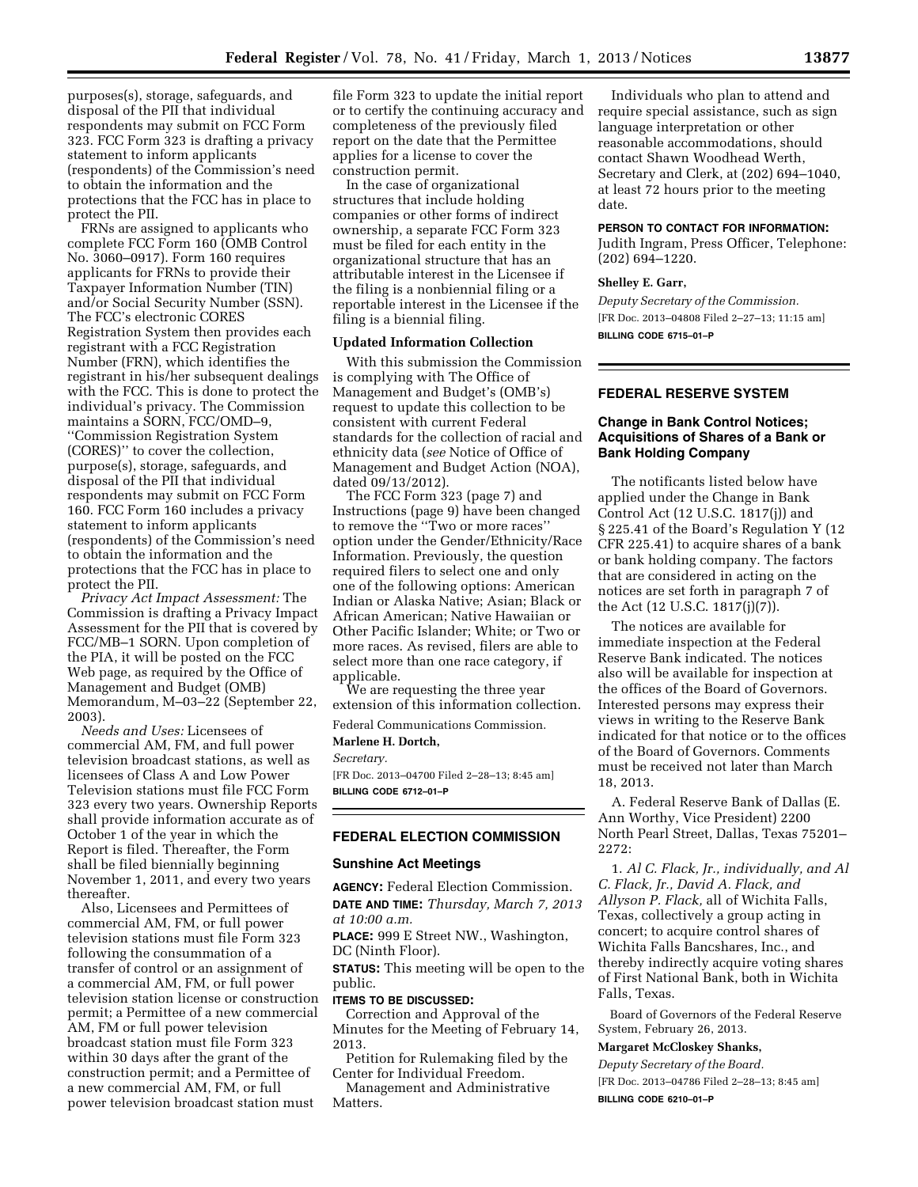purposes(s), storage, safeguards, and disposal of the PII that individual respondents may submit on FCC Form 323. FCC Form 323 is drafting a privacy statement to inform applicants (respondents) of the Commission's need to obtain the information and the protections that the FCC has in place to protect the PII.

FRNs are assigned to applicants who complete FCC Form 160 (OMB Control No. 3060–0917). Form 160 requires applicants for FRNs to provide their Taxpayer Information Number (TIN) and/or Social Security Number (SSN). The FCC's electronic CORES Registration System then provides each registrant with a FCC Registration Number (FRN), which identifies the registrant in his/her subsequent dealings with the FCC. This is done to protect the individual's privacy. The Commission maintains a SORN, FCC/OMD–9, ''Commission Registration System (CORES)'' to cover the collection, purpose(s), storage, safeguards, and disposal of the PII that individual respondents may submit on FCC Form 160. FCC Form 160 includes a privacy statement to inform applicants (respondents) of the Commission's need to obtain the information and the protections that the FCC has in place to protect the PII.

*Privacy Act Impact Assessment:* The Commission is drafting a Privacy Impact Assessment for the PII that is covered by FCC/MB–1 SORN. Upon completion of the PIA, it will be posted on the FCC Web page, as required by the Office of Management and Budget (OMB) Memorandum, M–03–22 (September 22, 2003).

*Needs and Uses:* Licensees of commercial AM, FM, and full power television broadcast stations, as well as licensees of Class A and Low Power Television stations must file FCC Form 323 every two years. Ownership Reports shall provide information accurate as of October 1 of the year in which the Report is filed. Thereafter, the Form shall be filed biennially beginning November 1, 2011, and every two years thereafter.

Also, Licensees and Permittees of commercial AM, FM, or full power television stations must file Form 323 following the consummation of a transfer of control or an assignment of a commercial AM, FM, or full power television station license or construction permit; a Permittee of a new commercial AM, FM or full power television broadcast station must file Form 323 within 30 days after the grant of the construction permit; and a Permittee of a new commercial AM, FM, or full power television broadcast station must file Form 323 to update the initial report or to certify the continuing accuracy and completeness of the previously filed report on the date that the Permittee applies for a license to cover the construction permit.

In the case of organizational structures that include holding companies or other forms of indirect ownership, a separate FCC Form 323 must be filed for each entity in the organizational structure that has an attributable interest in the Licensee if the filing is a nonbiennial filing or a reportable interest in the Licensee if the filing is a biennial filing.

**Updated Information Collection**

With this submission the Commission is complying with The Office of Management and Budget's (OMB's) request to update this collection to be consistent with current Federal standards for the collection of racial and ethnicity data (*see* Notice of Office of Management and Budget Action (NOA), dated 09/13/2012).

The FCC Form 323 (page 7) and Instructions (page 9) have been changed to remove the ''Two or more races'' option under the Gender/Ethnicity/Race Information. Previously, the question required filers to select one and only one of the following options: American Indian or Alaska Native; Asian; Black or African American; Native Hawaiian or Other Pacific Islander; White; or Two or more races. As revised, filers are able to select more than one race category, if applicable.

We are requesting the three year extension of this information collection.

Federal Communications Commission.

**Marlene H. Dortch,**

*Secretary.*

[FR Doc. 2013–04700 Filed 2–28–13; 8:45 am]

**BILLING CODE 6712–01–P**

## FEDERAL ELECTION COMMISSION

### Sunshine Act Meetings

**AGENCY:** Federal Election Commission.

**DATE AND TIME:** *Thursday, March 7, 2013 at 10:00 a.m.*

**PLACE:** 999 E Street NW., Washington, DC (Ninth Floor).

**STATUS:** This meeting will be open to the public.

**ITEMS TO BE DISCUSSED:**

Correction and Approval of the Minutes for the Meeting of February 14, 2013.

Petition for Rulemaking filed by the Center for Individual Freedom.

Management and Administrative Matters.

Individuals who plan to attend and require special assistance, such as sign language interpretation or other reasonable accommodations, should contact Shawn Woodhead Werth, Secretary and Clerk, at (202) 694–1040, at least 72 hours prior to the meeting date.

**PERSON TO CONTACT FOR INFORMATION:** Judith Ingram, Press Officer, Telephone: (202) 694–1220.

**Shelley E. Garr,**

*Deputy Secretary of the Commission.*

[FR Doc. 2013–04808 Filed 2–27–13; 11:15 am]

**BILLING CODE 6715–01–P**

## FEDERAL RESERVE SYSTEM

### Change in Bank Control Notices; Acquisitions of Shares of a Bank or Bank Holding Company

The notificants listed below have applied under the Change in Bank Control Act (12 U.S.C. 1817(j)) and § 225.41 of the Board's Regulation Y (12 CFR 225.41) to acquire shares of a bank or bank holding company. The factors that are considered in acting on the notices are set forth in paragraph 7 of the Act (12 U.S.C. 1817(j)(7)).

The notices are available for immediate inspection at the Federal Reserve Bank indicated. The notices also will be available for inspection at the offices of the Board of Governors. Interested persons may express their views in writing to the Reserve Bank indicated for that notice or to the offices of the Board of Governors. Comments must be received not later than March 18, 2013.

A. Federal Reserve Bank of Dallas (E. Ann Worthy, Vice President) 2200 North Pearl Street, Dallas, Texas 75201–2272:

1. *Al C. Flack, Jr., individually, and Al C. Flack, Jr., David A. Flack, and Allyson P. Flack,* all of Wichita Falls, Texas, collectively a group acting in concert; to acquire control shares of Wichita Falls Bancshares, Inc., and thereby indirectly acquire voting shares of First National Bank, both in Wichita Falls, Texas.

Board of Governors of the Federal Reserve System, February 26, 2013.

**Margaret McCloskey Shanks,**

*Deputy Secretary of the Board.*

[FR Doc. 2013–04786 Filed 2–28–13; 8:45 am]

**BILLING CODE 6210–01–P**